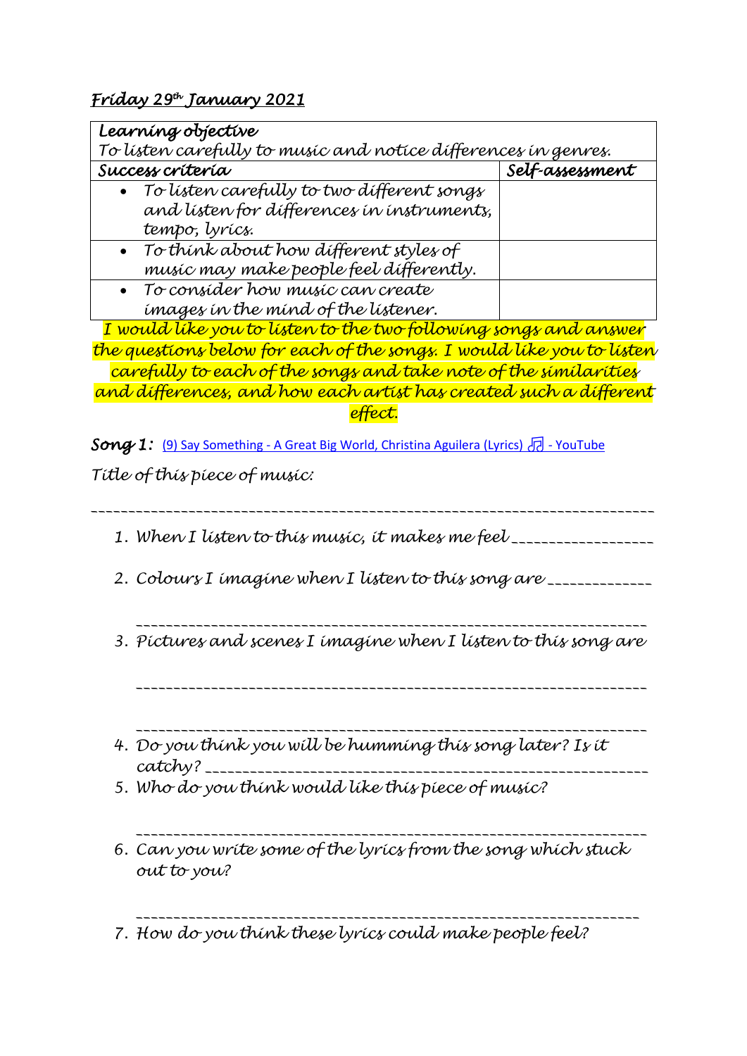*Friday 29th January 2021*

| *Learning objective* | |
|---|---|
| *To listen carefully to music and notice differences in genres.* | |
| ***Success criteria*** | ***Self-assessment*** |
| • *To listen carefully to two different songs and listen for differences in instruments, tempo, lyrics.* | |
| • *To think about how different styles of music may make people feel differently.* | |
| • *To consider how music can create images in the mind of the listener.* | |

*I would like you to listen to the two following songs and answer the questions below for each of the songs. I would like you to listen carefully to each of the songs and take note of the similarities and differences, and how each artist has created such a different effect.*

***Song 1:*** (9) Say Something - A Great Big World, Christina Aguilera (Lyrics) 🎵 - YouTube

*Title of this piece of music:*

_________________________________________________________________________

1. *When I listen to this music, it makes me feel* __________________
2. *Colours I imagine when I listen to this song are* _____________

   ____________________________________________________________________
3. *Pictures and scenes I imagine when I listen to this song are*

   ____________________________________________________________________

   ____________________________________________________________________
4. *Do you think you will be humming this song later? Is it catchy?* ___________________________________________________________
5. *Who do you think would like this piece of music?*

   ____________________________________________________________________
6. *Can you write some of the lyrics from the song which stuck out to you?*

   ___________________________________________________________________
7. *How do you think these lyrics could make people feel?*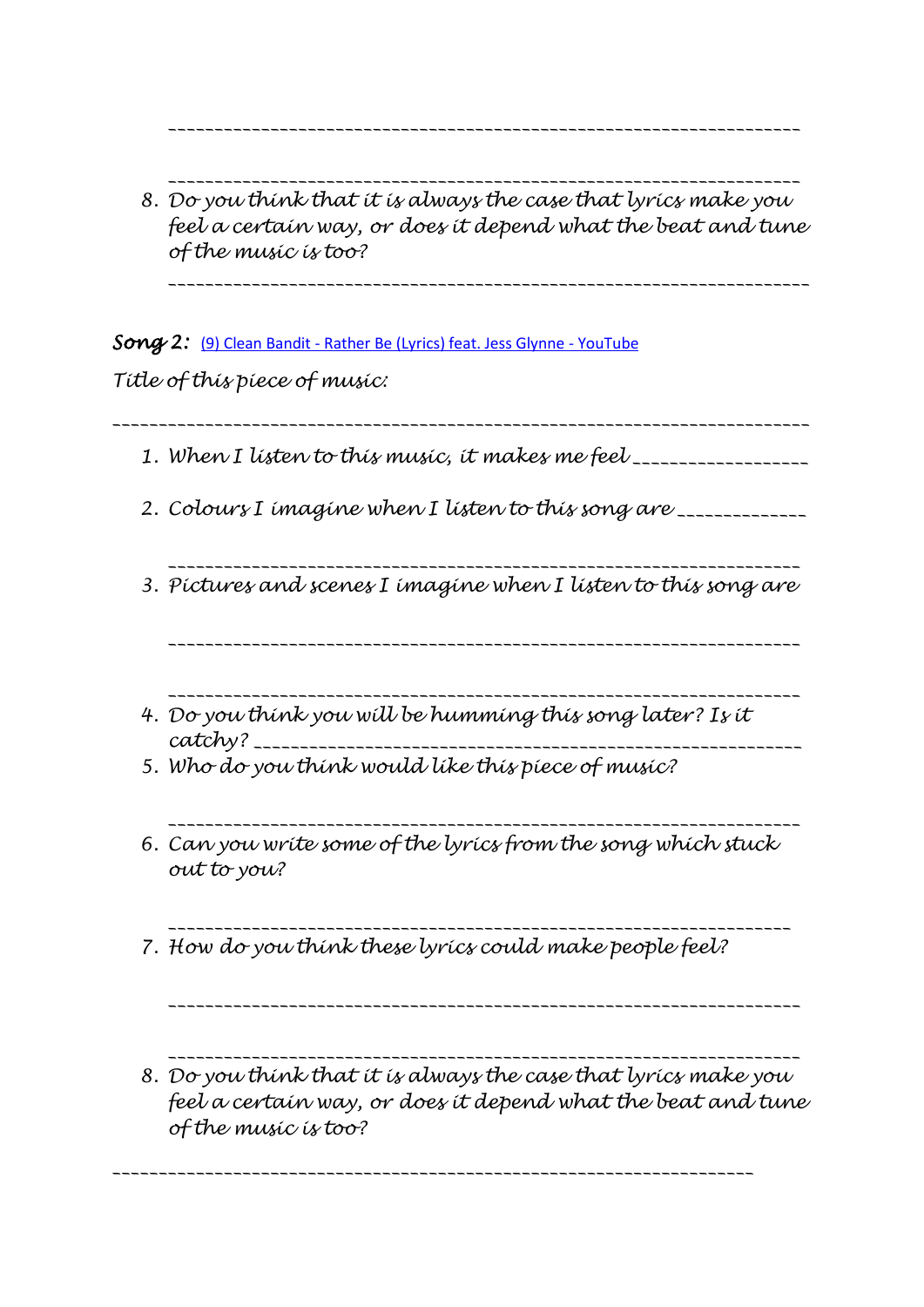_________________________________________________________________

_________________________________________________________________

8. Do you think that it is always the case that lyrics make you feel a certain way, or does it depend what the beat and tune of the music is too?

_________________________________________________________________

***Song 2:*** [(9) Clean Bandit - Rather Be (Lyrics) feat. Jess Glynne - YouTube]

*Title of this piece of music:*

_________________________________________________________________

1. When I listen to this music, it makes me feel ________________
2. Colours I imagine when I listen to this song are ____________

   _________________________________________________________________
3. Pictures and scenes I imagine when I listen to this song are

   _________________________________________________________________

   _________________________________________________________________
4. Do you think you will be humming this song later? Is it catchy? ____________________________________________________
5. Who do you think would like this piece of music?

   _________________________________________________________________
6. Can you write some of the lyrics from the song which stuck out to you?

   _________________________________________________________________
7. How do you think these lyrics could make people feel?

   _________________________________________________________________

   _________________________________________________________________
8. Do you think that it is always the case that lyrics make you feel a certain way, or does it depend what the beat and tune of the music is too?

_________________________________________________________________